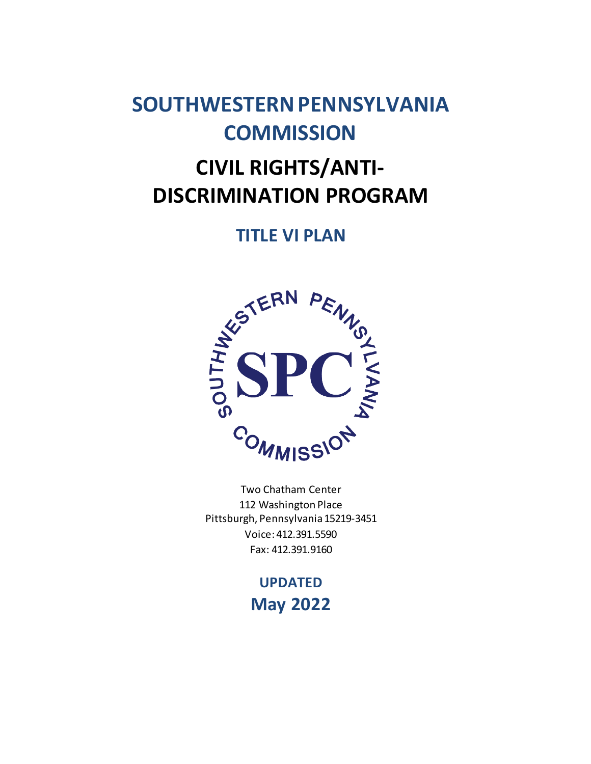# SOUTHWESTERN PENNSYLVANIA COMMISSION

# CIVIL RIGHTS/ANTI-DISCRIMINATION PROGRAM

## TITLE VI PLAN

Two Chatham Center
112 Washington Place
Pittsburgh, Pennsylvania 15219-3451
Voice: 412.391.5590
Fax: 412.391.9160

**UPDATED**
**May 2022**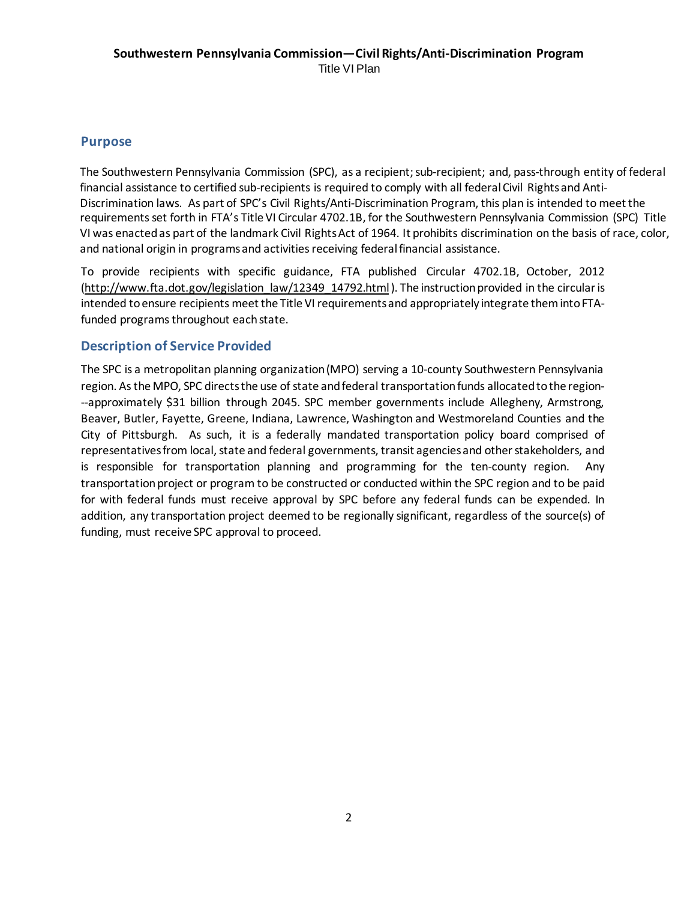## Purpose

The Southwestern Pennsylvania Commission (SPC), as a recipient; sub-recipient; and, pass-through entity of federal financial assistance to certified sub-recipients is required to comply with all federal Civil Rights and Anti-Discrimination laws. As part of SPC's Civil Rights/Anti-Discrimination Program, this plan is intended to meet the requirements set forth in FTA's Title VI Circular 4702.1B, for the Southwestern Pennsylvania Commission (SPC) Title VI was enacted as part of the landmark Civil Rights Act of 1964. It prohibits discrimination on the basis of race, color, and national origin in programs and activities receiving federal financial assistance.

To provide recipients with specific guidance, FTA published Circular 4702.1B, October, 2012 (http://www.fta.dot.gov/legislation_law/12349_14792.html). The instruction provided in the circular is intended to ensure recipients meet the Title VI requirements and appropriately integrate them into FTA-funded programs throughout each state.

## Description of Service Provided

The SPC is a metropolitan planning organization (MPO) serving a 10-county Southwestern Pennsylvania region. As the MPO, SPC directs the use of state and federal transportation funds allocated to the region---approximately $31 billion through 2045. SPC member governments include Allegheny, Armstrong, Beaver, Butler, Fayette, Greene, Indiana, Lawrence, Washington and Westmoreland Counties and the City of Pittsburgh. As such, it is a federally mandated transportation policy board comprised of representatives from local, state and federal governments, transit agencies and other stakeholders, and is responsible for transportation planning and programming for the ten-county region. Any transportation project or program to be constructed or conducted within the SPC region and to be paid for with federal funds must receive approval by SPC before any federal funds can be expended. In addition, any transportation project deemed to be regionally significant, regardless of the source(s) of funding, must receive SPC approval to proceed.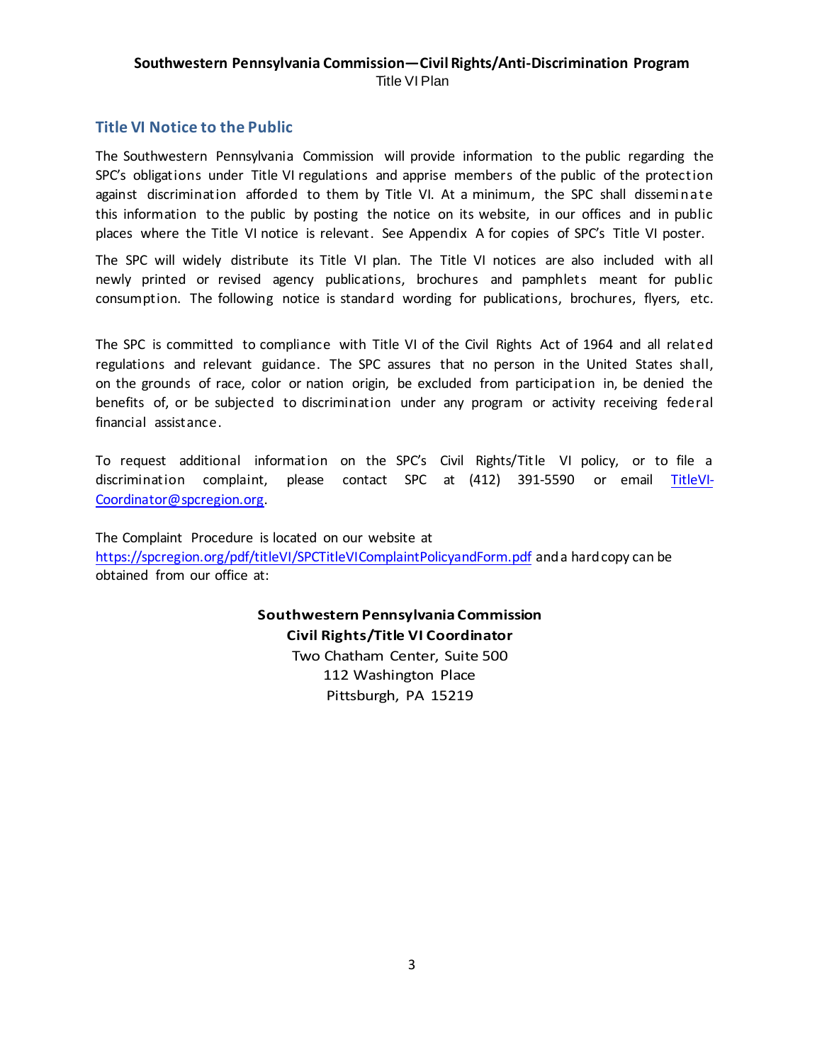## Title VI Notice to the Public

The Southwestern Pennsylvania Commission will provide information to the public regarding the SPC's obligations under Title VI regulations and apprise members of the public of the protection against discrimination afforded to them by Title VI. At a minimum, the SPC shall disseminate this information to the public by posting the notice on its website, in our offices and in public places where the Title VI notice is relevant. See Appendix A for copies of SPC's Title VI poster.

The SPC will widely distribute its Title VI plan. The Title VI notices are also included with all newly printed or revised agency publications, brochures and pamphlets meant for public consumption. The following notice is standard wording for publications, brochures, flyers, etc.

The SPC is committed to compliance with Title VI of the Civil Rights Act of 1964 and all related regulations and relevant guidance. The SPC assures that no person in the United States shall, on the grounds of race, color or nation origin, be excluded from participation in, be denied the benefits of, or be subjected to discrimination under any program or activity receiving federal financial assistance.

To request additional information on the SPC's Civil Rights/Title VI policy, or to file a discrimination complaint, please contact SPC at (412) 391-5590 or email TitleVI-Coordinator@spcregion.org.

The Complaint Procedure is located on our website at https://spcregion.org/pdf/titleVI/SPCTitleVIComplaintPolicyandForm.pdf and a hard copy can be obtained from our office at:

**Southwestern Pennsylvania Commission**
**Civil Rights/Title VI Coordinator**
Two Chatham Center, Suite 500
112 Washington Place
Pittsburgh, PA 15219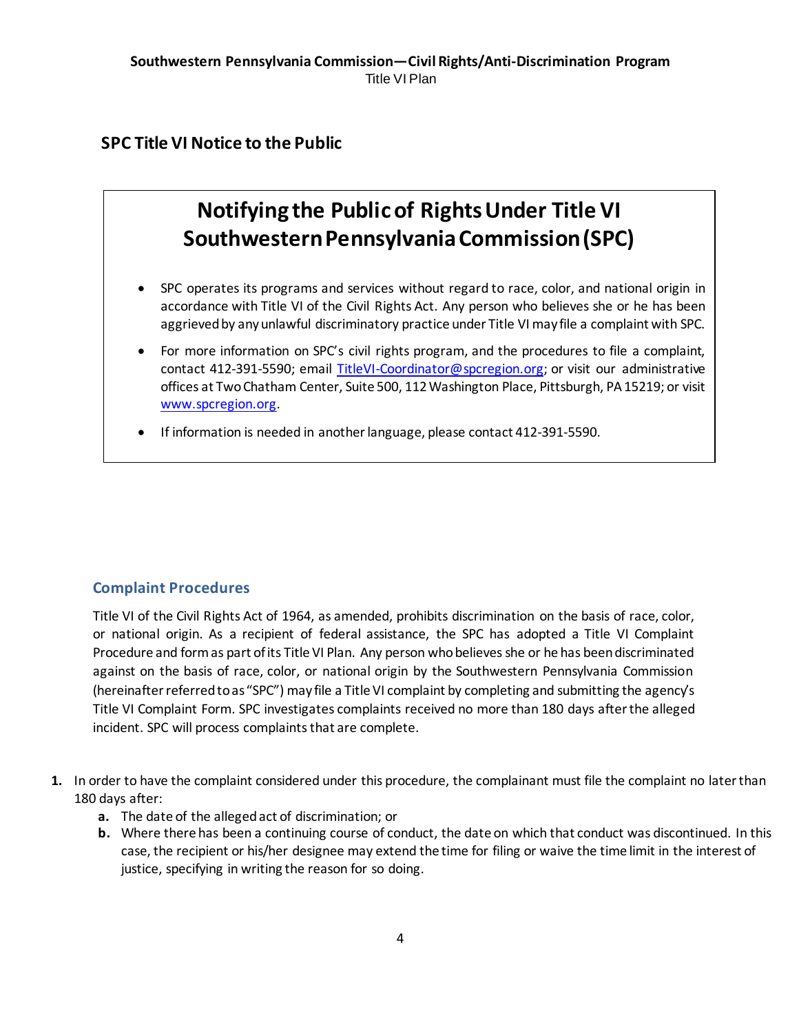## SPC Title VI Notice to the Public

### Notifying the Public of Rights Under Title VI Southwestern Pennsylvania Commission (SPC)

- SPC operates its programs and services without regard to race, color, and national origin in accordance with Title VI of the Civil Rights Act. Any person who believes she or he has been aggrieved by any unlawful discriminatory practice under Title VI may file a complaint with SPC.
- For more information on SPC's civil rights program, and the procedures to file a complaint, contact 412-391-5590; email TitleVI-Coordinator@spcregion.org; or visit our administrative offices at Two Chatham Center, Suite 500, 112 Washington Place, Pittsburgh, PA 15219; or visit www.spcregion.org.
- If information is needed in another language, please contact 412-391-5590.

## Complaint Procedures

Title VI of the Civil Rights Act of 1964, as amended, prohibits discrimination on the basis of race, color, or national origin. As a recipient of federal assistance, the SPC has adopted a Title VI Complaint Procedure and form as part of its Title VI Plan. Any person who believes she or he has been discriminated against on the basis of race, color, or national origin by the Southwestern Pennsylvania Commission (hereinafter referred to as "SPC") may file a Title VI complaint by completing and submitting the agency's Title VI Complaint Form. SPC investigates complaints received no more than 180 days after the alleged incident. SPC will process complaints that are complete.

1. In order to have the complaint considered under this procedure, the complainant must file the complaint no later than 180 days after:
   a. The date of the alleged act of discrimination; or
   b. Where there has been a continuing course of conduct, the date on which that conduct was discontinued. In this case, the recipient or his/her designee may extend the time for filing or waive the time limit in the interest of justice, specifying in writing the reason for so doing.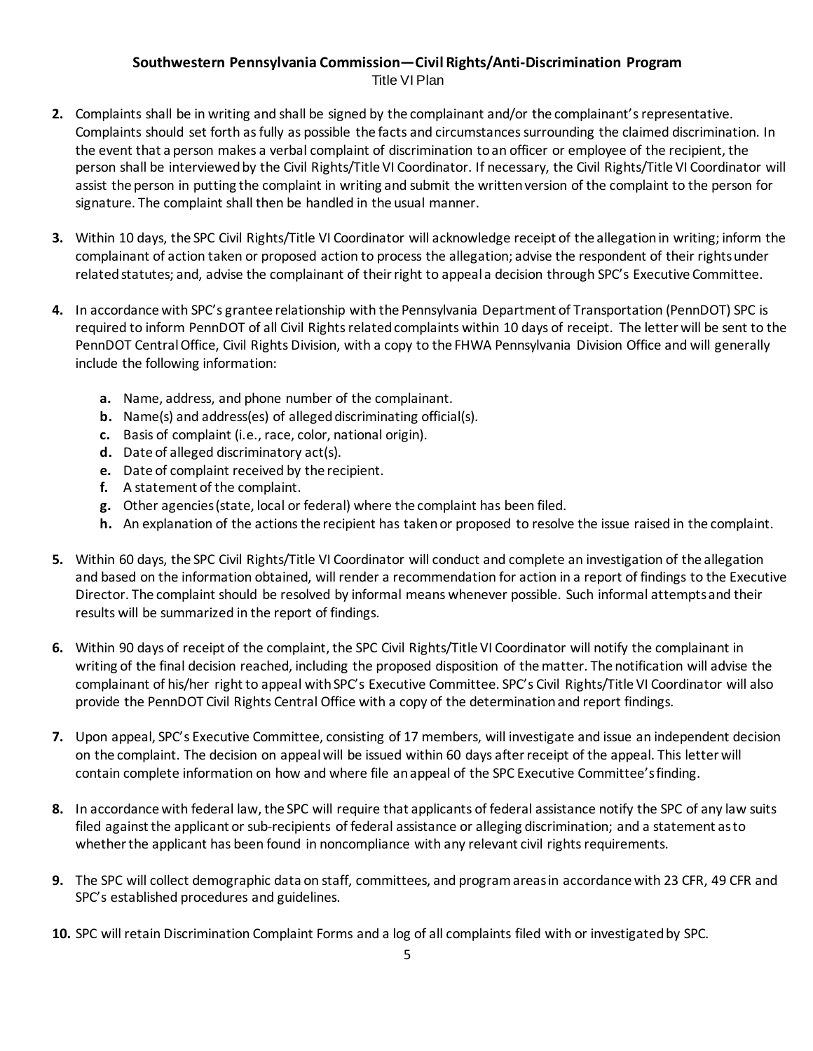2. Complaints shall be in writing and shall be signed by the complainant and/or the complainant's representative. Complaints should set forth as fully as possible the facts and circumstances surrounding the claimed discrimination. In the event that a person makes a verbal complaint of discrimination to an officer or employee of the recipient, the person shall be interviewed by the Civil Rights/Title VI Coordinator. If necessary, the Civil Rights/Title VI Coordinator will assist the person in putting the complaint in writing and submit the written version of the complaint to the person for signature. The complaint shall then be handled in the usual manner.

3. Within 10 days, the SPC Civil Rights/Title VI Coordinator will acknowledge receipt of the allegation in writing; inform the complainant of action taken or proposed action to process the allegation; advise the respondent of their rights under related statutes; and, advise the complainant of their right to appeal a decision through SPC's Executive Committee.

4. In accordance with SPC's grantee relationship with the Pennsylvania Department of Transportation (PennDOT) SPC is required to inform PennDOT of all Civil Rights related complaints within 10 days of receipt. The letter will be sent to the PennDOT Central Office, Civil Rights Division, with a copy to the FHWA Pennsylvania Division Office and will generally include the following information:

   a. Name, address, and phone number of the complainant.
   b. Name(s) and address(es) of alleged discriminating official(s).
   c. Basis of complaint (i.e., race, color, national origin).
   d. Date of alleged discriminatory act(s).
   e. Date of complaint received by the recipient.
   f. A statement of the complaint.
   g. Other agencies (state, local or federal) where the complaint has been filed.
   h. An explanation of the actions the recipient has taken or proposed to resolve the issue raised in the complaint.

5. Within 60 days, the SPC Civil Rights/Title VI Coordinator will conduct and complete an investigation of the allegation and based on the information obtained, will render a recommendation for action in a report of findings to the Executive Director. The complaint should be resolved by informal means whenever possible. Such informal attempts and their results will be summarized in the report of findings.

6. Within 90 days of receipt of the complaint, the SPC Civil Rights/Title VI Coordinator will notify the complainant in writing of the final decision reached, including the proposed disposition of the matter. The notification will advise the complainant of his/her right to appeal with SPC's Executive Committee. SPC's Civil Rights/Title VI Coordinator will also provide the PennDOT Civil Rights Central Office with a copy of the determination and report findings.

7. Upon appeal, SPC's Executive Committee, consisting of 17 members, will investigate and issue an independent decision on the complaint. The decision on appeal will be issued within 60 days after receipt of the appeal. This letter will contain complete information on how and where file an appeal of the SPC Executive Committee's finding.

8. In accordance with federal law, the SPC will require that applicants of federal assistance notify the SPC of any law suits filed against the applicant or sub-recipients of federal assistance or alleging discrimination; and a statement as to whether the applicant has been found in noncompliance with any relevant civil rights requirements.

9. The SPC will collect demographic data on staff, committees, and program areas in accordance with 23 CFR, 49 CFR and SPC's established procedures and guidelines.

10. SPC will retain Discrimination Complaint Forms and a log of all complaints filed with or investigated by SPC.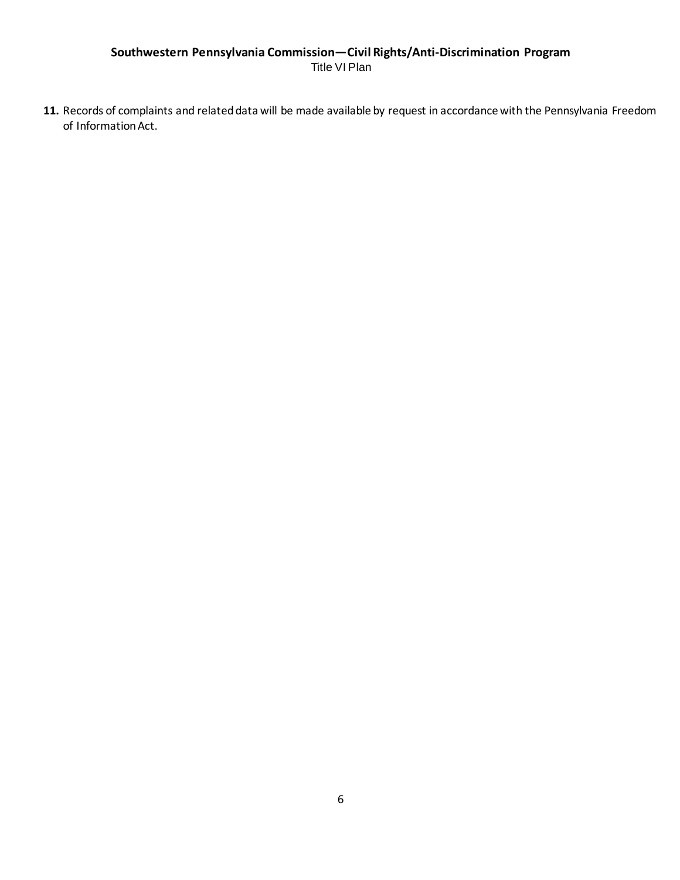11. Records of complaints and related data will be made available by request in accordance with the Pennsylvania Freedom of Information Act.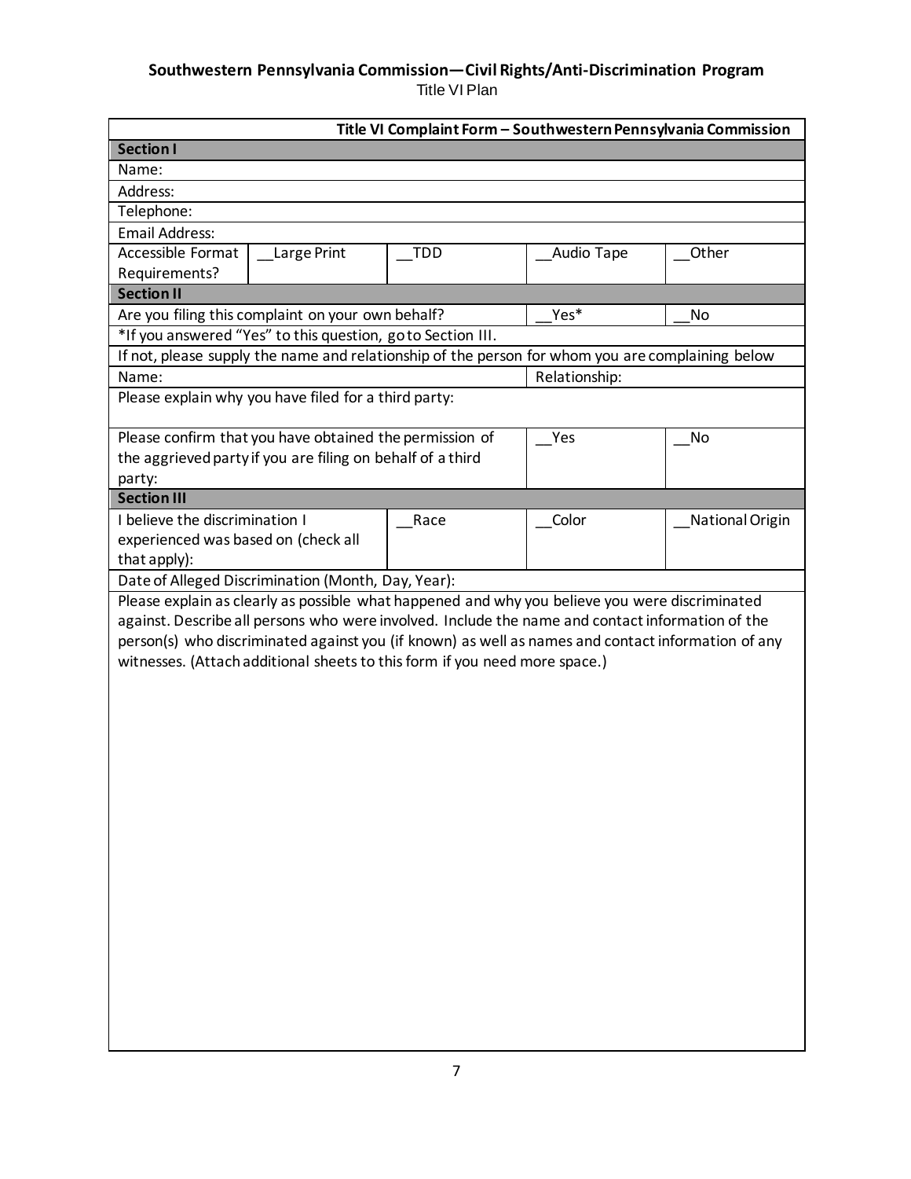**Southwestern Pennsylvania Commission—Civil Rights/Anti-Discrimination Program**
Title VI Plan

| Title VI Complaint Form – Southwestern Pennsylvania Commission | | | | |
|---|---|---|---|---|
| **Section I** | | | | |
| Name: | | | | |
| Address: | | | | |
| Telephone: | | | | |
| Email Address: | | | | |
| Accessible Format Requirements? | __Large Print | __TDD | __Audio Tape | __Other |
| **Section II** | | | | |
| Are you filing this complaint on your own behalf? | | | __Yes* | __No |
| *If you answered "Yes" to this question, go to Section III. | | | | |
| If not, please supply the name and relationship of the person for whom you are complaining below | | | | |
| Name: | | | Relationship: | |
| Please explain why you have filed for a third party: | | | | |
| Please confirm that you have obtained the permission of the aggrieved party if you are filing on behalf of a third party: | | | __Yes | __No |
| **Section III** | | | | |
| I believe the discrimination I experienced was based on (check all that apply): | | __Race | __Color | __National Origin |
| Date of Alleged Discrimination (Month, Day, Year): | | | | |
| Please explain as clearly as possible what happened and why you believe you were discriminated against. Describe all persons who were involved. Include the name and contact information of the person(s) who discriminated against you (if known) as well as names and contact information of any witnesses. (Attach additional sheets to this form if you need more space.) | | | | |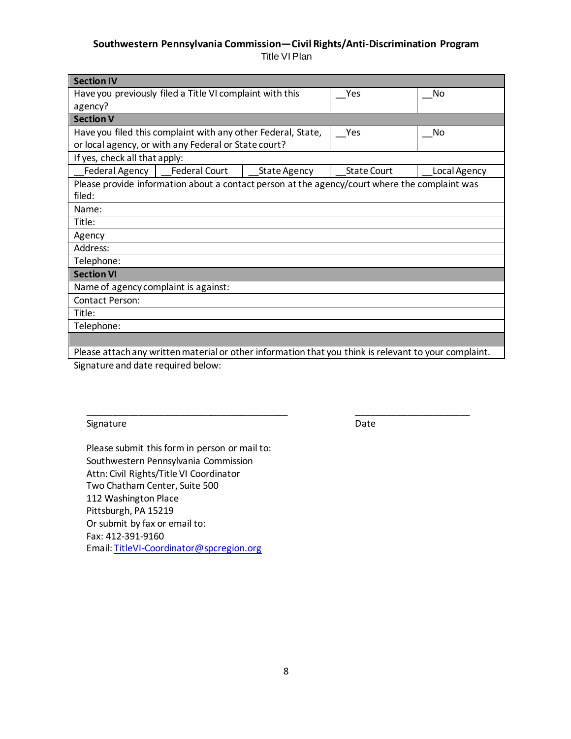**Southwestern Pennsylvania Commission—Civil Rights/Anti-Discrimination Program**
Title VI Plan

| **Section IV** | | | | |
|---|---|---|---|---|
| Have you previously filed a Title VI complaint with this agency? | | | __Yes | __No |
| **Section V** | | | | |
| Have you filed this complaint with any other Federal, State, or local agency, or with any Federal or State court? | | | __Yes | __No |
| If yes, check all that apply: | | | | |
| __Federal Agency | __Federal Court | __State Agency | __State Court | __Local Agency |
| Please provide information about a contact person at the agency/court where the complaint was filed: | | | | |
| Name: | | | | |
| Title: | | | | |
| Agency | | | | |
| Address: | | | | |
| Telephone: | | | | |
| **Section VI** | | | | |
| Name of agency complaint is against: | | | | |
| Contact Person: | | | | |
| Title: | | | | |
| Telephone: | | | | |
| | | | | |
| Please attach any written material or other information that you think is relevant to your complaint. | | | | |

Signature and date required below:

\_\_\_\_\_\_\_\_\_\_\_\_\_\_\_\_\_\_\_\_\_\_\_\_\_\_\_\_\_\_\_\_\_\_\_\_\_\_\_\_ \_\_\_\_\_\_\_\_\_\_\_\_\_\_\_\_\_\_\_\_\_\_\_
Signature Date

Please submit this form in person or mail to:
Southwestern Pennsylvania Commission
Attn: Civil Rights/Title VI Coordinator
Two Chatham Center, Suite 500
112 Washington Place
Pittsburgh, PA 15219
Or submit by fax or email to:
Fax: 412-391-9160
Email: TitleVI-Coordinator@spcregion.org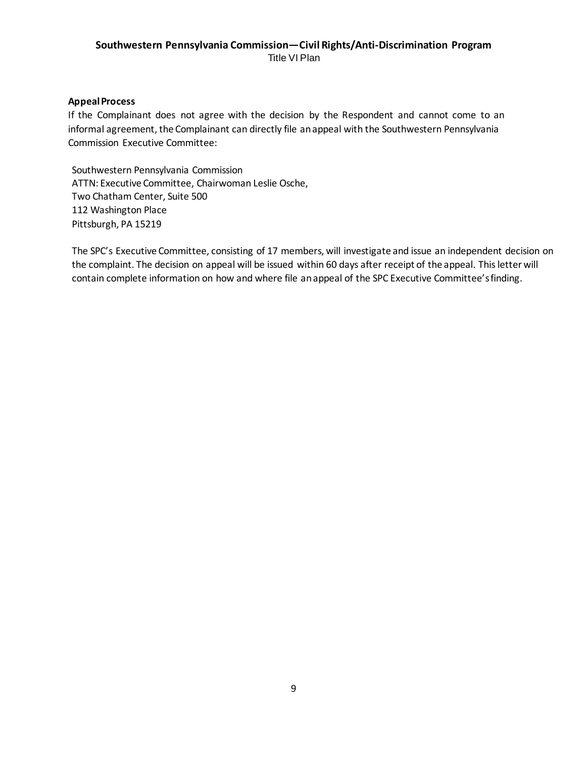**Appeal Process**

If the Complainant does not agree with the decision by the Respondent and cannot come to an informal agreement, the Complainant can directly file an appeal with the Southwestern Pennsylvania Commission Executive Committee:

Southwestern Pennsylvania Commission  
ATTN: Executive Committee, Chairwoman Leslie Osche,  
Two Chatham Center, Suite 500  
112 Washington Place  
Pittsburgh, PA 15219

The SPC's Executive Committee, consisting of 17 members, will investigate and issue an independent decision on the complaint. The decision on appeal will be issued within 60 days after receipt of the appeal. This letter will contain complete information on how and where file an appeal of the SPC Executive Committee's finding.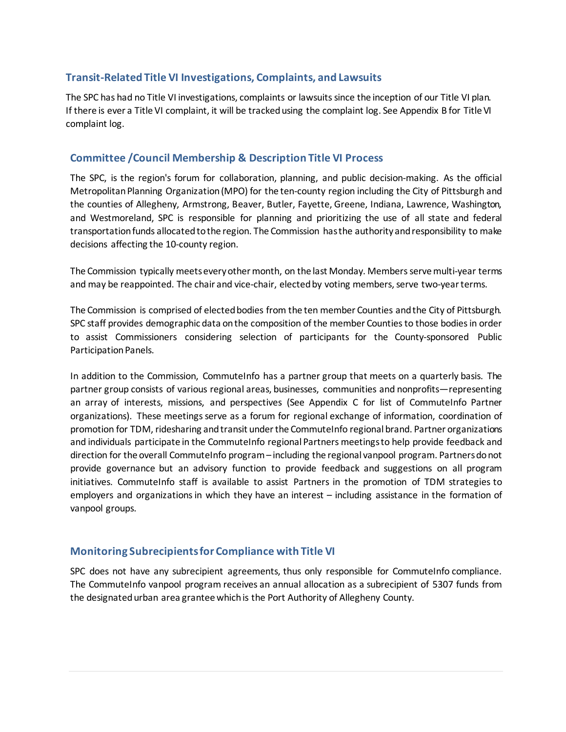## Transit-Related Title VI Investigations, Complaints, and Lawsuits

The SPC has had no Title VI investigations, complaints or lawsuits since the inception of our Title VI plan. If there is ever a Title VI complaint, it will be tracked using the complaint log. See Appendix B for Title VI complaint log.

## Committee /Council Membership & Description Title VI Process

The SPC, is the region's forum for collaboration, planning, and public decision-making. As the official Metropolitan Planning Organization (MPO) for the ten-county region including the City of Pittsburgh and the counties of Allegheny, Armstrong, Beaver, Butler, Fayette, Greene, Indiana, Lawrence, Washington, and Westmoreland, SPC is responsible for planning and prioritizing the use of all state and federal transportation funds allocated to the region. The Commission has the authority and responsibility to make decisions affecting the 10-county region.

The Commission typically meets every other month, on the last Monday. Members serve multi-year terms and may be reappointed. The chair and vice-chair, elected by voting members, serve two-year terms.

The Commission is comprised of elected bodies from the ten member Counties and the City of Pittsburgh. SPC staff provides demographic data on the composition of the member Counties to those bodies in order to assist Commissioners considering selection of participants for the County-sponsored Public Participation Panels.

In addition to the Commission, CommuteInfo has a partner group that meets on a quarterly basis. The partner group consists of various regional areas, businesses, communities and nonprofits—representing an array of interests, missions, and perspectives (See Appendix C for list of CommuteInfo Partner organizations). These meetings serve as a forum for regional exchange of information, coordination of promotion for TDM, ridesharing and transit under the CommuteInfo regional brand. Partner organizations and individuals participate in the CommuteInfo regional Partners meetings to help provide feedback and direction for the overall CommuteInfo program – including the regional vanpool program. Partners do not provide governance but an advisory function to provide feedback and suggestions on all program initiatives. CommuteInfo staff is available to assist Partners in the promotion of TDM strategies to employers and organizations in which they have an interest – including assistance in the formation of vanpool groups.

## Monitoring Subrecipients for Compliance with Title VI

SPC does not have any subrecipient agreements, thus only responsible for CommuteInfo compliance. The CommuteInfo vanpool program receives an annual allocation as a subrecipient of 5307 funds from the designated urban area grantee which is the Port Authority of Allegheny County.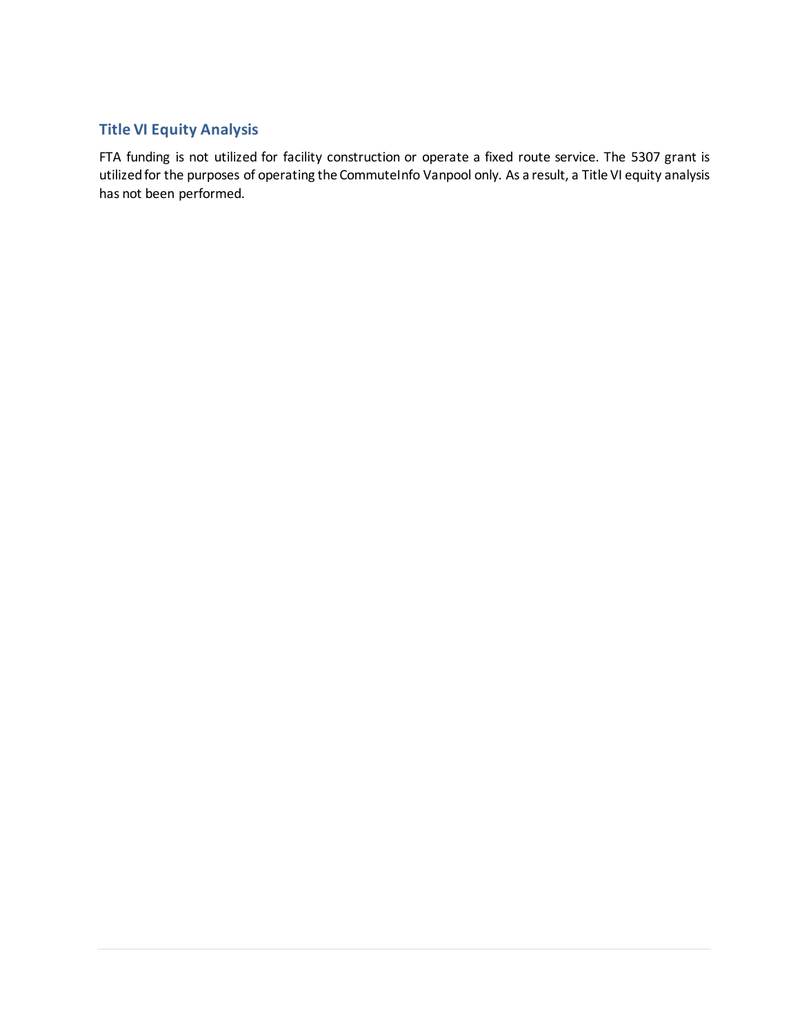## Title VI Equity Analysis

FTA funding is not utilized for facility construction or operate a fixed route service. The 5307 grant is utilized for the purposes of operating the CommuteInfo Vanpool only. As a result, a Title VI equity analysis has not been performed.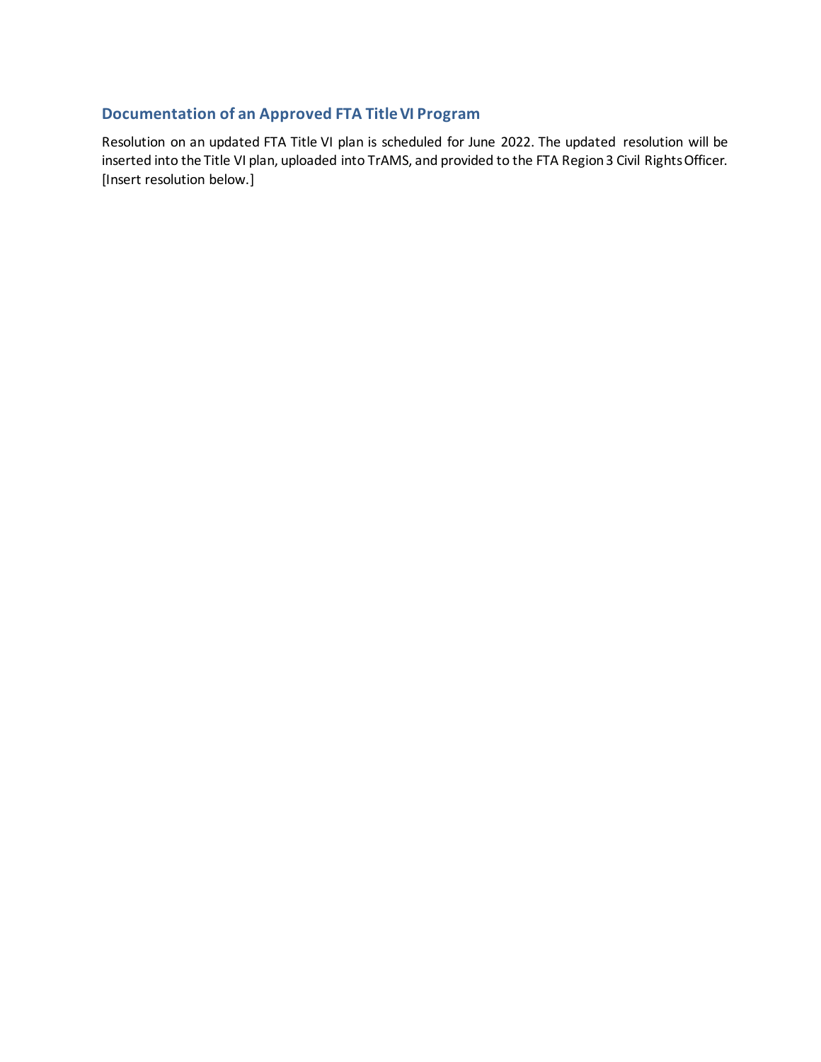## Documentation of an Approved FTA Title VI Program

Resolution on an updated FTA Title VI plan is scheduled for June 2022. The updated resolution will be inserted into the Title VI plan, uploaded into TrAMS, and provided to the FTA Region 3 Civil Rights Officer. [Insert resolution below.]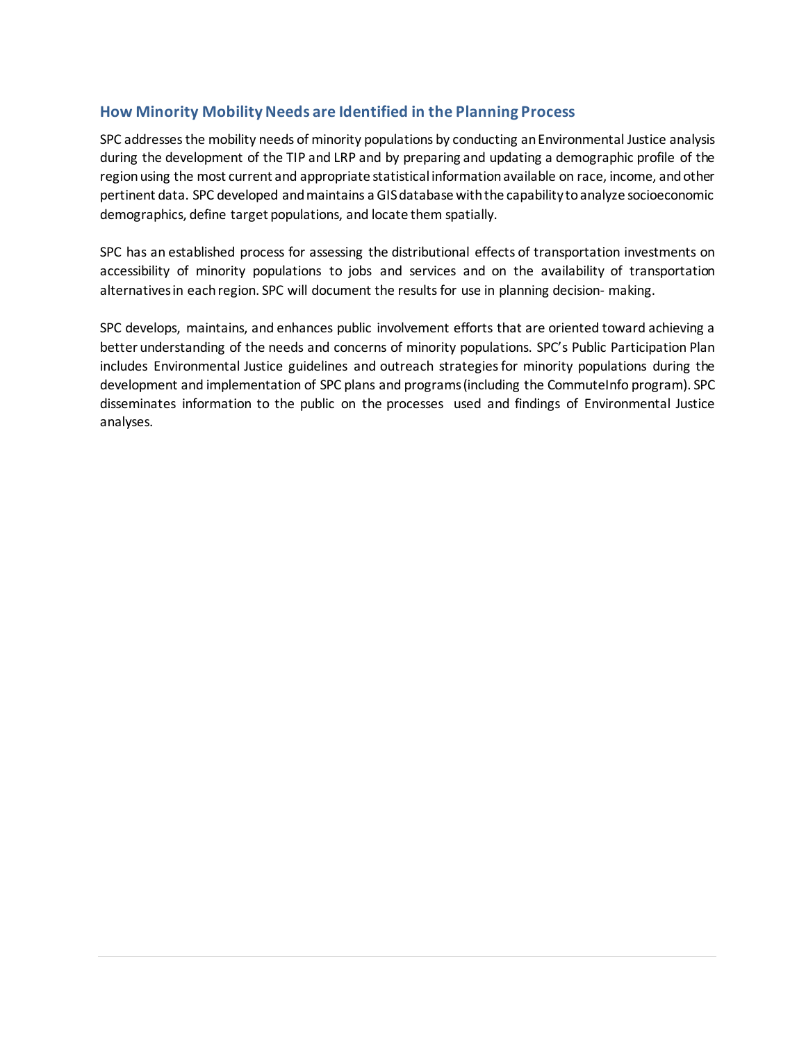## How Minority Mobility Needs are Identified in the Planning Process

SPC addresses the mobility needs of minority populations by conducting an Environmental Justice analysis during the development of the TIP and LRP and by preparing and updating a demographic profile of the region using the most current and appropriate statistical information available on race, income, and other pertinent data. SPC developed and maintains a GIS database with the capability to analyze socioeconomic demographics, define target populations, and locate them spatially.

SPC has an established process for assessing the distributional effects of transportation investments on accessibility of minority populations to jobs and services and on the availability of transportation alternatives in each region. SPC will document the results for use in planning decision- making.

SPC develops, maintains, and enhances public involvement efforts that are oriented toward achieving a better understanding of the needs and concerns of minority populations. SPC's Public Participation Plan includes Environmental Justice guidelines and outreach strategies for minority populations during the development and implementation of SPC plans and programs (including the CommuteInfo program). SPC disseminates information to the public on the processes used and findings of Environmental Justice analyses.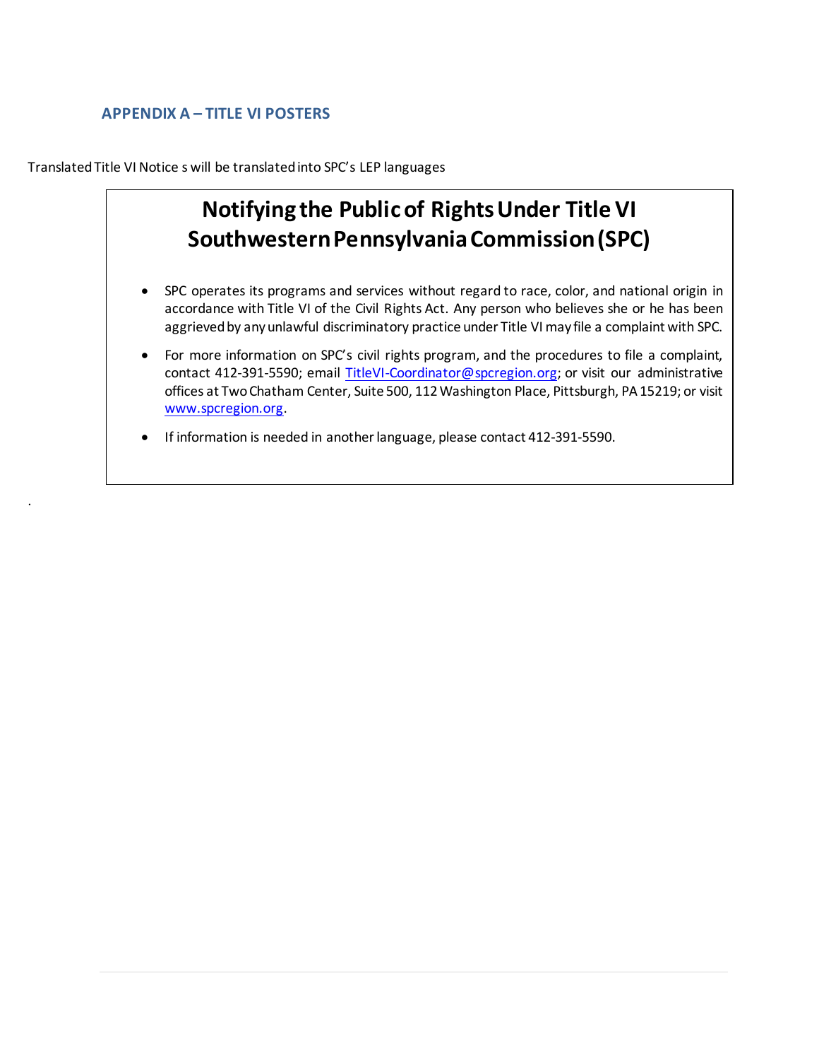## APPENDIX A – TITLE VI POSTERS

Translated Title VI Notice s will be translated into SPC's LEP languages

# Notifying the Public of Rights Under Title VI Southwestern Pennsylvania Commission (SPC)

- SPC operates its programs and services without regard to race, color, and national origin in accordance with Title VI of the Civil Rights Act. Any person who believes she or he has been aggrieved by any unlawful discriminatory practice under Title VI may file a complaint with SPC.
- For more information on SPC's civil rights program, and the procedures to file a complaint, contact 412-391-5590; email TitleVI-Coordinator@spcregion.org; or visit our administrative offices at Two Chatham Center, Suite 500, 112 Washington Place, Pittsburgh, PA 15219; or visit www.spcregion.org.
- If information is needed in another language, please contact 412-391-5590.

.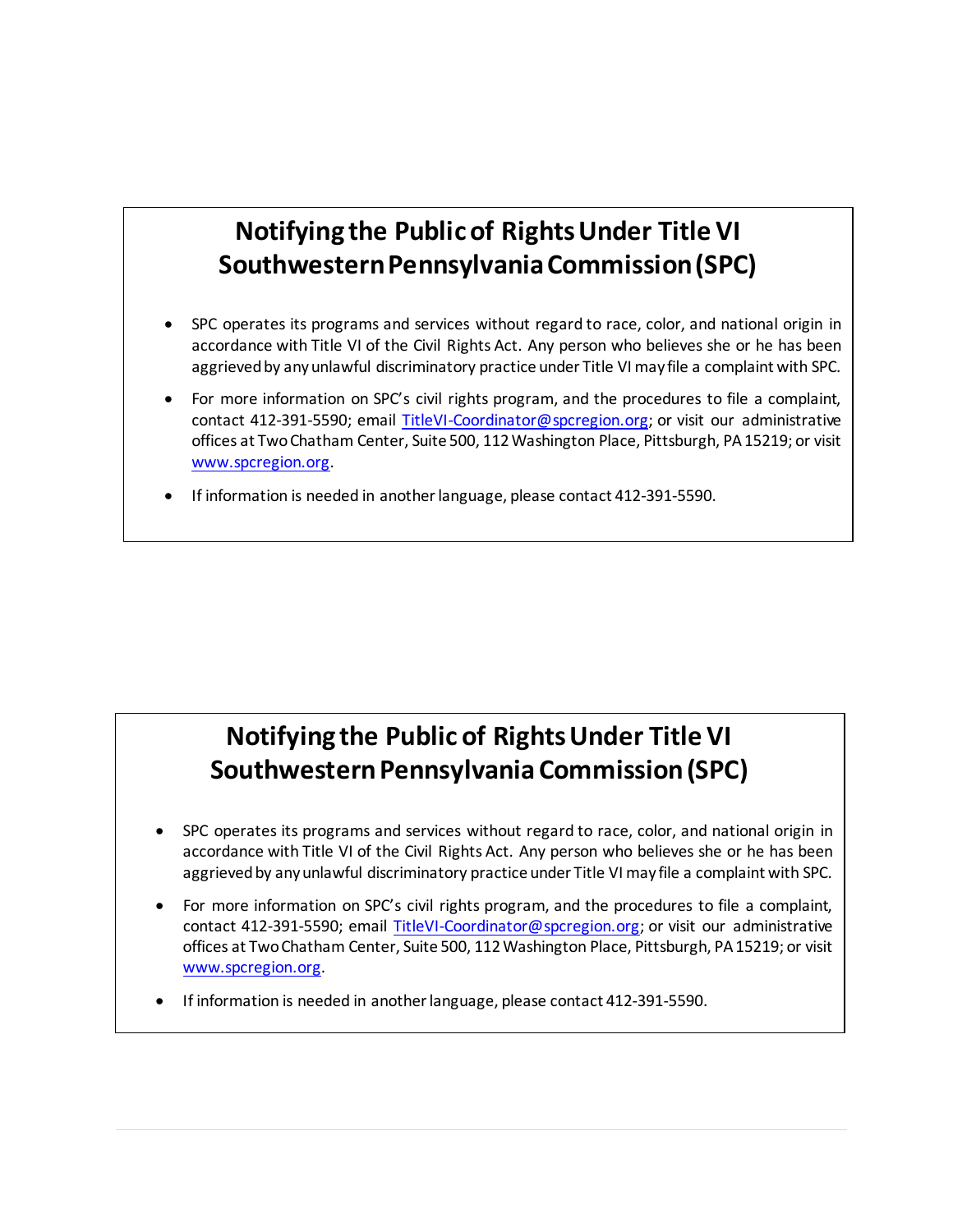## Notifying the Public of Rights Under Title VI
## Southwestern Pennsylvania Commission (SPC)

- SPC operates its programs and services without regard to race, color, and national origin in accordance with Title VI of the Civil Rights Act. Any person who believes she or he has been aggrieved by any unlawful discriminatory practice under Title VI may file a complaint with SPC.
- For more information on SPC's civil rights program, and the procedures to file a complaint, contact 412-391-5590; email TitleVI-Coordinator@spcregion.org; or visit our administrative offices at Two Chatham Center, Suite 500, 112 Washington Place, Pittsburgh, PA 15219; or visit www.spcregion.org.
- If information is needed in another language, please contact 412-391-5590.

## Notifying the Public of Rights Under Title VI
## Southwestern Pennsylvania Commission (SPC)

- SPC operates its programs and services without regard to race, color, and national origin in accordance with Title VI of the Civil Rights Act. Any person who believes she or he has been aggrieved by any unlawful discriminatory practice under Title VI may file a complaint with SPC.
- For more information on SPC's civil rights program, and the procedures to file a complaint, contact 412-391-5590; email TitleVI-Coordinator@spcregion.org; or visit our administrative offices at Two Chatham Center, Suite 500, 112 Washington Place, Pittsburgh, PA 15219; or visit www.spcregion.org.
- If information is needed in another language, please contact 412-391-5590.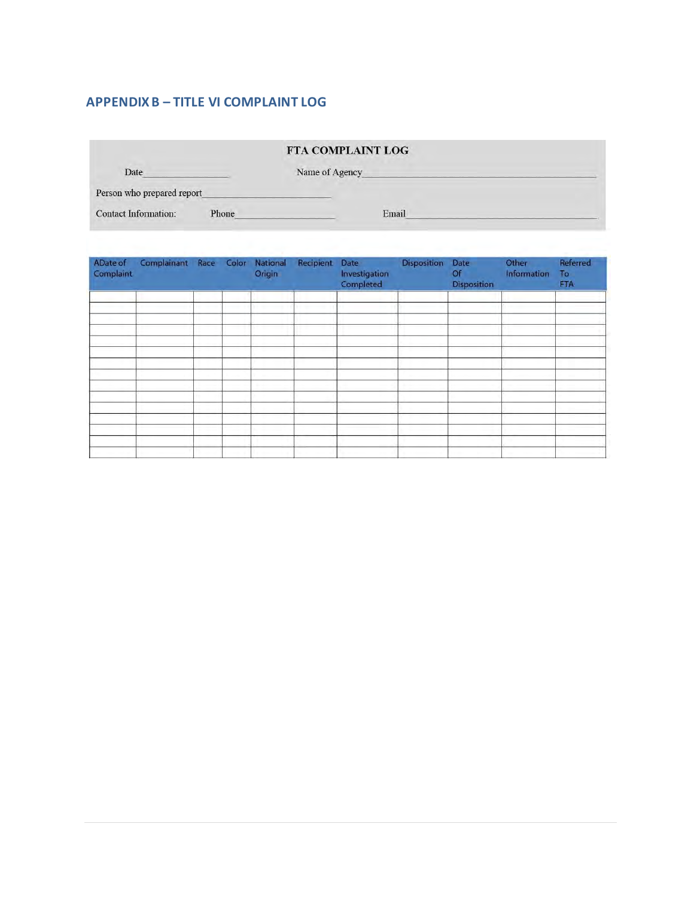## APPENDIX B – TITLE VI COMPLAINT LOG

**FTA COMPLAINT LOG**

Date_______________ Name of Agency_______________________________________

Person who prepared report_________________________

Contact Information: Phone___________________ Email_______________________________

| ADate of Complaint | Complainant | Race | Color | National Origin | Recipient | Date Investigation Completed | Disposition | Date Of Disposition | Other Information | Referred To FTA |
|---|---|---|---|---|---|---|---|---|---|---|
| | | | | | | | | | | |
| | | | | | | | | | | |
| | | | | | | | | | | |
| | | | | | | | | | | |
| | | | | | | | | | | |
| | | | | | | | | | | |
| | | | | | | | | | | |
| | | | | | | | | | | |
| | | | | | | | | | | |
| | | | | | | | | | | |
| | | | | | | | | | | |
| | | | | | | | | | | |
| | | | | | | | | | | |
| | | | | | | | | | | |
| | | | | | | | | | | |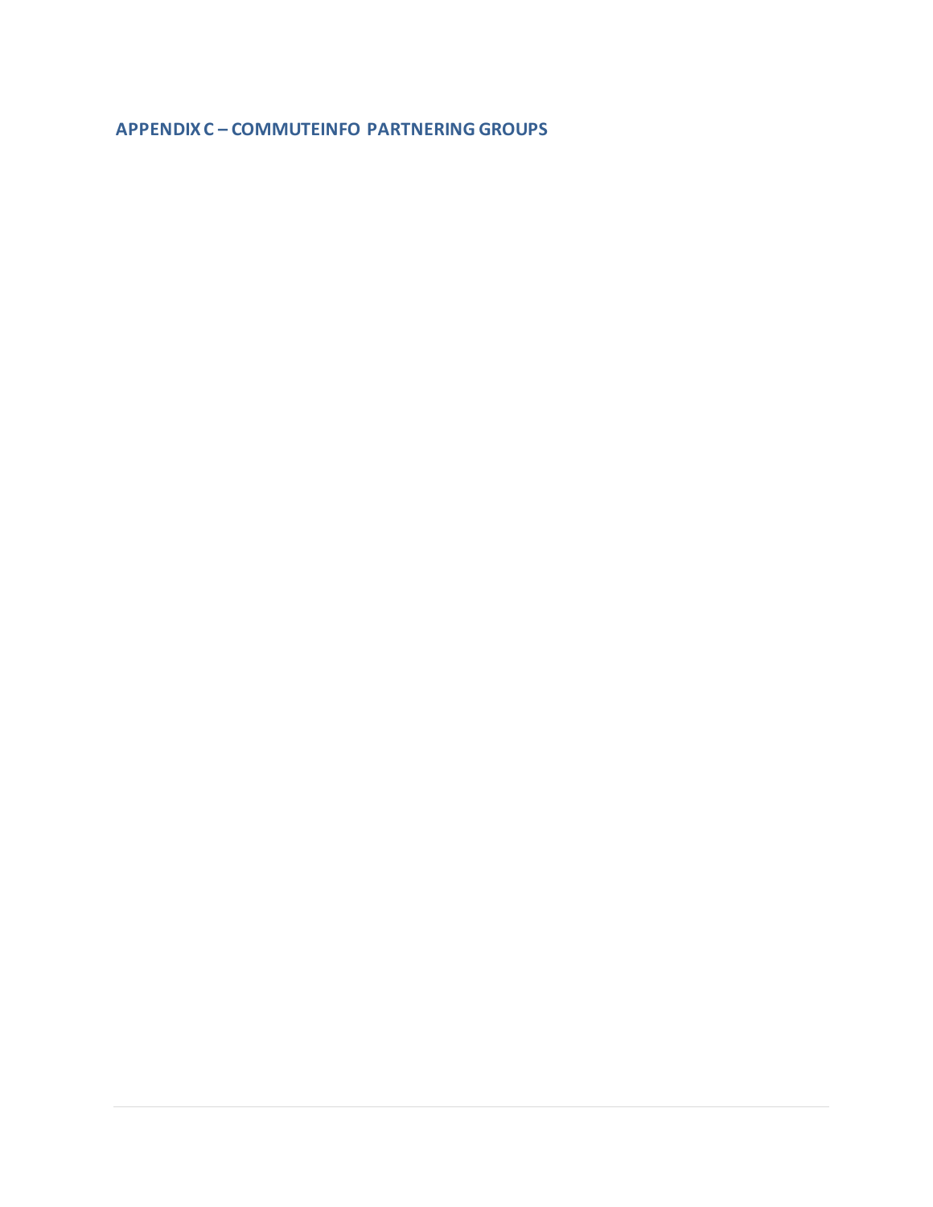## APPENDIX C – COMMUTEINFO PARTNERING GROUPS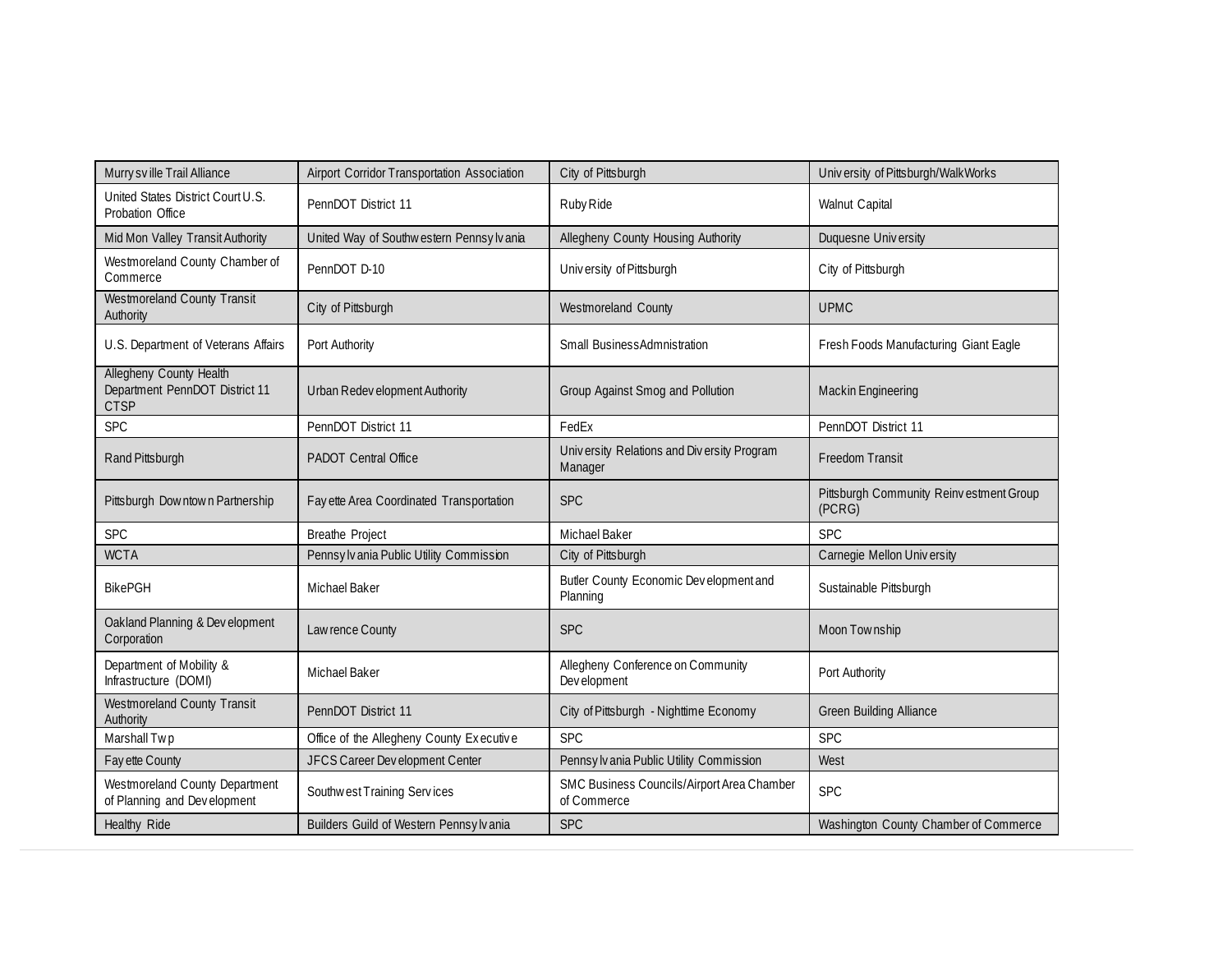| Murrysville Trail Alliance | Airport Corridor Transportation Association | City of Pittsburgh | University of Pittsburgh/WalkWorks |
|---|---|---|---|
| United States District Court U.S. Probation Office | PennDOT District 11 | Ruby Ride | Walnut Capital |
| Mid Mon Valley Transit Authority | United Way of Southwestern Pennsylvania | Allegheny County Housing Authority | Duquesne University |
| Westmoreland County Chamber of Commerce | PennDOT D-10 | University of Pittsburgh | City of Pittsburgh |
| Westmoreland County Transit Authority | City of Pittsburgh | Westmoreland County | UPMC |
| U.S. Department of Veterans Affairs | Port Authority | Small BusinessAdmnistration | Fresh Foods Manufacturing Giant Eagle |
| Allegheny County Health Department PennDOT District 11 CTSP | Urban Redevelopment Authority | Group Against Smog and Pollution | Mackin Engineering |
| SPC | PennDOT District 11 | FedEx | PennDOT District 11 |
| Rand Pittsburgh | PADOT Central Office | University Relations and Diversity Program Manager | Freedom Transit |
| Pittsburgh Downtown Partnership | Fayette Area Coordinated Transportation | SPC | Pittsburgh Community Reinvestment Group (PCRG) |
| SPC | Breathe Project | Michael Baker | SPC |
| WCTA | Pennsylvania Public Utility Commission | City of Pittsburgh | Carnegie Mellon University |
| BikePGH | Michael Baker | Butler County Economic Development and Planning | Sustainable Pittsburgh |
| Oakland Planning & Development Corporation | Lawrence County | SPC | Moon Township |
| Department of Mobility & Infrastructure (DOMI) | Michael Baker | Allegheny Conference on Community Development | Port Authority |
| Westmoreland County Transit Authority | PennDOT District 11 | City of Pittsburgh - Nighttime Economy | Green Building Alliance |
| Marshall Twp | Office of the Allegheny County Executive | SPC | SPC |
| Fayette County | JFCS Career Development Center | Pennsylvania Public Utility Commission | West |
| Westmoreland County Department of Planning and Development | Southwest Training Services | SMC Business Councils/Airport Area Chamber of Commerce | SPC |
| Healthy Ride | Builders Guild of Western Pennsylvania | SPC | Washington County Chamber of Commerce |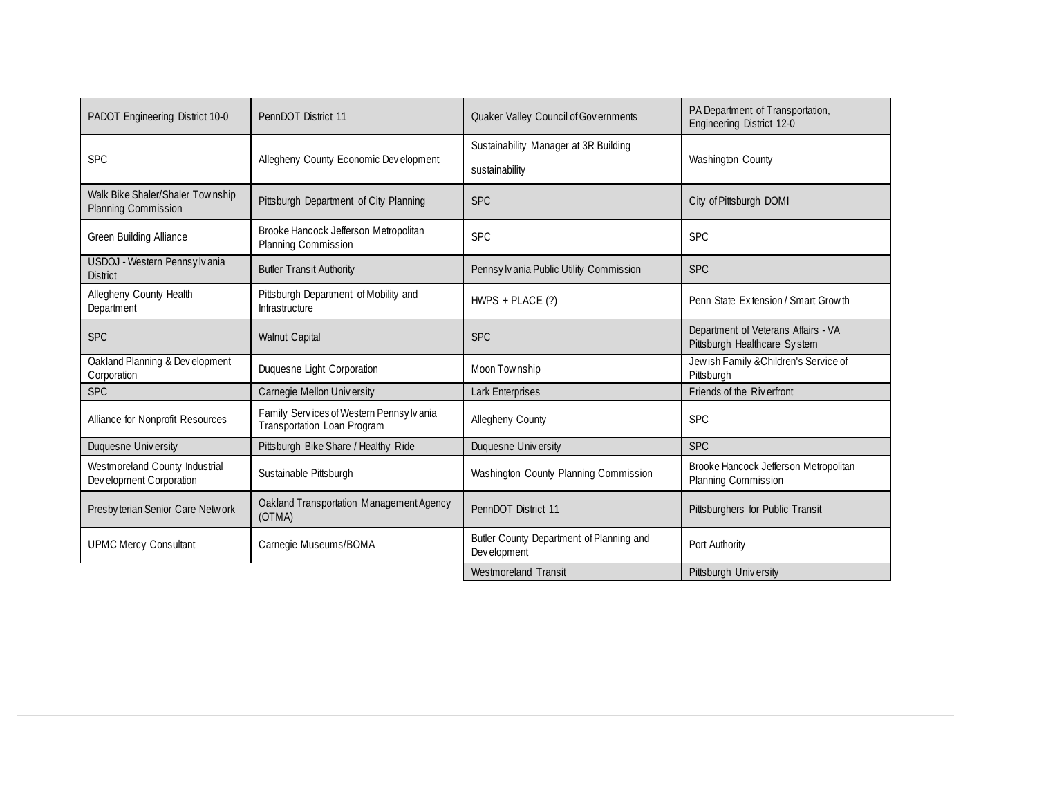| | | | |
|---|---|---|---|
| PADOT Engineering District 10-0 | PennDOT District 11 | Quaker Valley Council of Governments | PA Department of Transportation, Engineering District 12-0 |
| SPC | Allegheny County Economic Development | Sustainability Manager at 3R Building sustainability | Washington County |
| Walk Bike Shaler/Shaler Township Planning Commission | Pittsburgh Department of City Planning | SPC | City of Pittsburgh DOMI |
| Green Building Alliance | Brooke Hancock Jefferson Metropolitan Planning Commission | SPC | SPC |
| USDOJ - Western Pennsylvania District | Butler Transit Authority | Pennsylvania Public Utility Commission | SPC |
| Allegheny County Health Department | Pittsburgh Department of Mobility and Infrastructure | HWPS + PLACE (?) | Penn State Extension / Smart Growth |
| SPC | Walnut Capital | SPC | Department of Veterans Affairs - VA Pittsburgh Healthcare System |
| Oakland Planning & Development Corporation | Duquesne Light Corporation | Moon Township | Jewish Family &Children's Service of Pittsburgh |
| SPC | Carnegie Mellon University | Lark Enterprises | Friends of the Riverfront |
| Alliance for Nonprofit Resources | Family Services of Western Pennsylvania Transportation Loan Program | Allegheny County | SPC |
| Duquesne University | Pittsburgh Bike Share / Healthy Ride | Duquesne University | SPC |
| Westmoreland County Industrial Development Corporation | Sustainable Pittsburgh | Washington County Planning Commission | Brooke Hancock Jefferson Metropolitan Planning Commission |
| Presbyterian Senior Care Network | Oakland Transportation Management Agency (OTMA) | PennDOT District 11 | Pittsburghers for Public Transit |
| UPMC Mercy Consultant | Carnegie Museums/BOMA | Butler County Department of Planning and Development | Port Authority |
| | | Westmoreland Transit | Pittsburgh University |